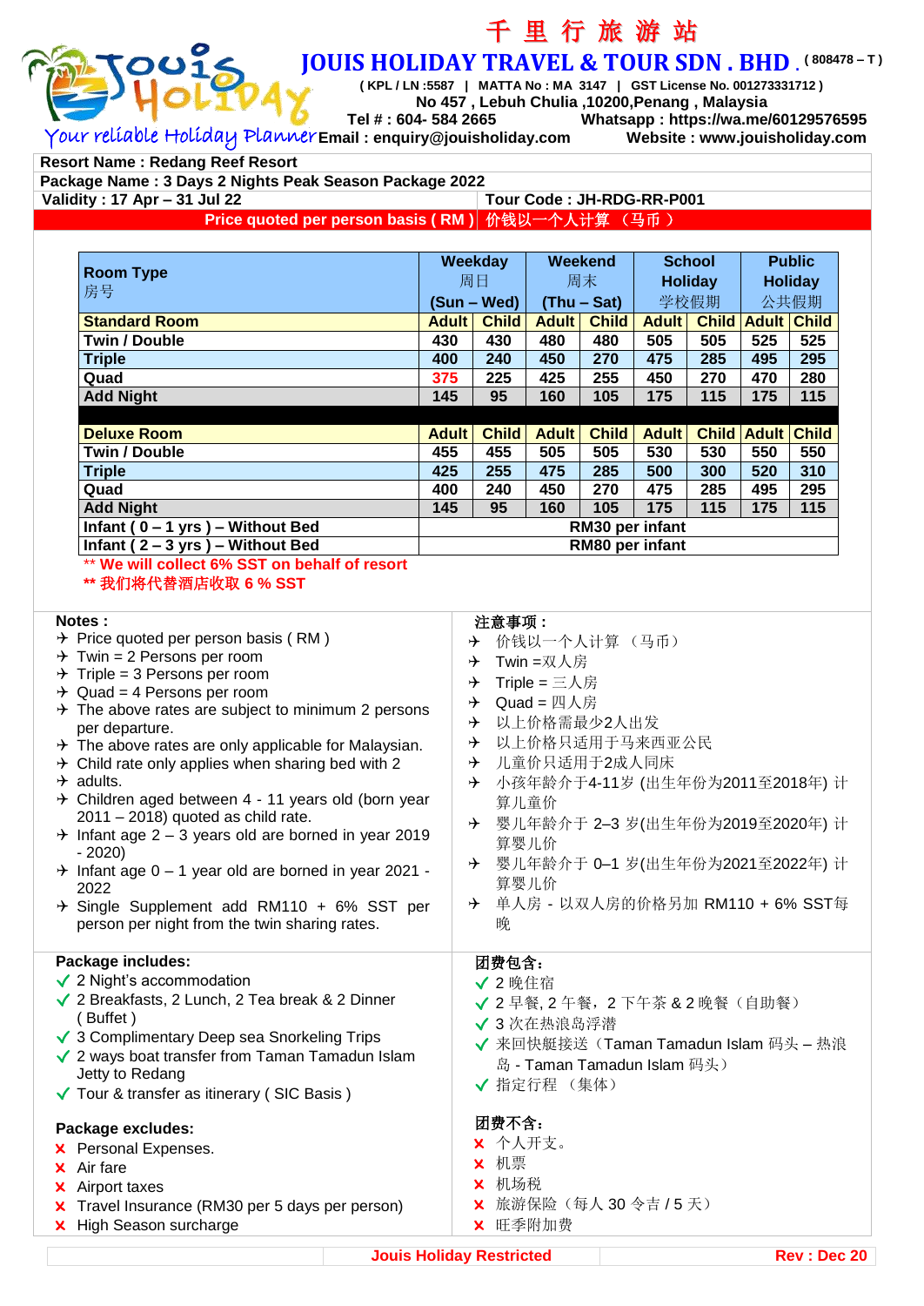# 千 里 行 旅 游 站

## JOUIS HOLIDAY TRAVEL & TOUR SDN . BHD . ( 808478 – T )

( KPL / LN :5587 | MATTA No : MA 3147 | GST License No. 001273331712 )
No 457 , Lebuh Chulia ,10200,Penang , Malaysia
Tel # : 604- 584 2665 Whatsapp : https://wa.me/60129576595
Your reliable Holiday Planner Email : enquiry@jouisholiday.com Website : www.jouisholiday.com

**Resort Name : Redang Reef Resort**
**Package Name : 3 Days 2 Nights Peak Season Package 2022**
**Validity : 17 Apr – 31 Jul 22** | **Tour Code : JH-RDG-RR-P001**

**Price quoted per person basis ( RM ) 价钱以一个人计算 （马币 ）**

| Room Type 房号 | Weekday 周日 (Sun – Wed) | | Weekend 周末 (Thu – Sat) | | School Holiday 学校假期 | | Public Holiday 公共假期 | |
|---|---|---|---|---|---|---|---|---|
| **Standard Room** | **Adult** | **Child** | **Adult** | **Child** | **Adult** | **Child** | **Adult** | **Child** |
| Twin / Double | 430 | 430 | 480 | 480 | 505 | 505 | 525 | 525 |
| Triple | 400 | 240 | 450 | 270 | 475 | 285 | 495 | 295 |
| Quad | 375 | 225 | 425 | 255 | 450 | 270 | 470 | 280 |
| Add Night | 145 | 95 | 160 | 105 | 175 | 115 | 175 | 115 |
| **Deluxe Room** | **Adult** | **Child** | **Adult** | **Child** | **Adult** | **Child** | **Adult** | **Child** |
| Twin / Double | 455 | 455 | 505 | 505 | 530 | 530 | 550 | 550 |
| Triple | 425 | 255 | 475 | 285 | 500 | 300 | 520 | 310 |
| Quad | 400 | 240 | 450 | 270 | 475 | 285 | 495 | 295 |
| Add Night | 145 | 95 | 160 | 105 | 175 | 115 | 175 | 115 |
| Infant ( 0 – 1 yrs ) – Without Bed | RM30 per infant | | | | | | | |
| Infant ( 2 – 3 yrs ) – Without Bed | RM80 per infant | | | | | | | |

** We will collect 6% SST on behalf of resort
** 我们将代替酒店收取 6 % SST

**Notes :**
- Price quoted per person basis ( RM )
- Twin = 2 Persons per room
- Triple = 3 Persons per room
- Quad = 4 Persons per room
- The above rates are subject to minimum 2 persons per departure.
- The above rates are only applicable for Malaysian.
- Child rate only applies when sharing bed with 2
- adults.
- Children aged between 4 - 11 years old (born year 2011 – 2018) quoted as child rate.
- Infant age 2 – 3 years old are borned in year 2019 - 2020)
- Infant age 0 – 1 year old are borned in year 2021 - 2022
- Single Supplement add RM110 + 6% SST per person per night from the twin sharing rates.

**注意事项 :**
- 价钱以一个人计算 （马币）
- Twin =双人房
- Triple = 三人房
- Quad = 四人房
- 以上价格需最少2人出发
- 以上价格只适用于马来西亚公民
- 儿童价只适用于2成人同床
- 小孩年龄介于4-11岁 (出生年份为2011至2018年) 计算儿童价
- 婴儿年龄介于 2–3 岁(出生年份为2019至2020年) 计算婴儿价
- 婴儿年龄介于 0–1 岁(出生年份为2021至2022年) 计算婴儿价
- 单人房 - 以双人房的价格另加 RM110 + 6% SST每晚

**Package includes:**
- ✓ 2 Night's accommodation
- ✓ 2 Breakfasts, 2 Lunch, 2 Tea break & 2 Dinner ( Buffet )
- ✓ 3 Complimentary Deep sea Snorkeling Trips
- ✓ 2 ways boat transfer from Taman Tamadun Islam Jetty to Redang
- ✓ Tour & transfer as itinerary ( SIC Basis )

**团费包含:**
- ✓ 2 晚住宿
- ✓ 2 早餐, 2 午餐，2 下午茶 & 2 晚餐（自助餐）
- ✓ 3 次在热浪岛浮潜
- ✓ 来回快艇接送（Taman Tamadun Islam 码头 – 热浪岛 - Taman Tamadun Islam 码头）
- ✓ 指定行程 （集体）

**Package excludes:**
- ✗ Personal Expenses.
- ✗ Air fare
- ✗ Airport taxes
- ✗ Travel Insurance (RM30 per 5 days per person)
- ✗ High Season surcharge

**团费不含:**
- ✗ 个人开支。
- ✗ 机票
- ✗ 机场税
- ✗ 旅游保险（每人 30 令吉 / 5 天）
- ✗ 旺季附加费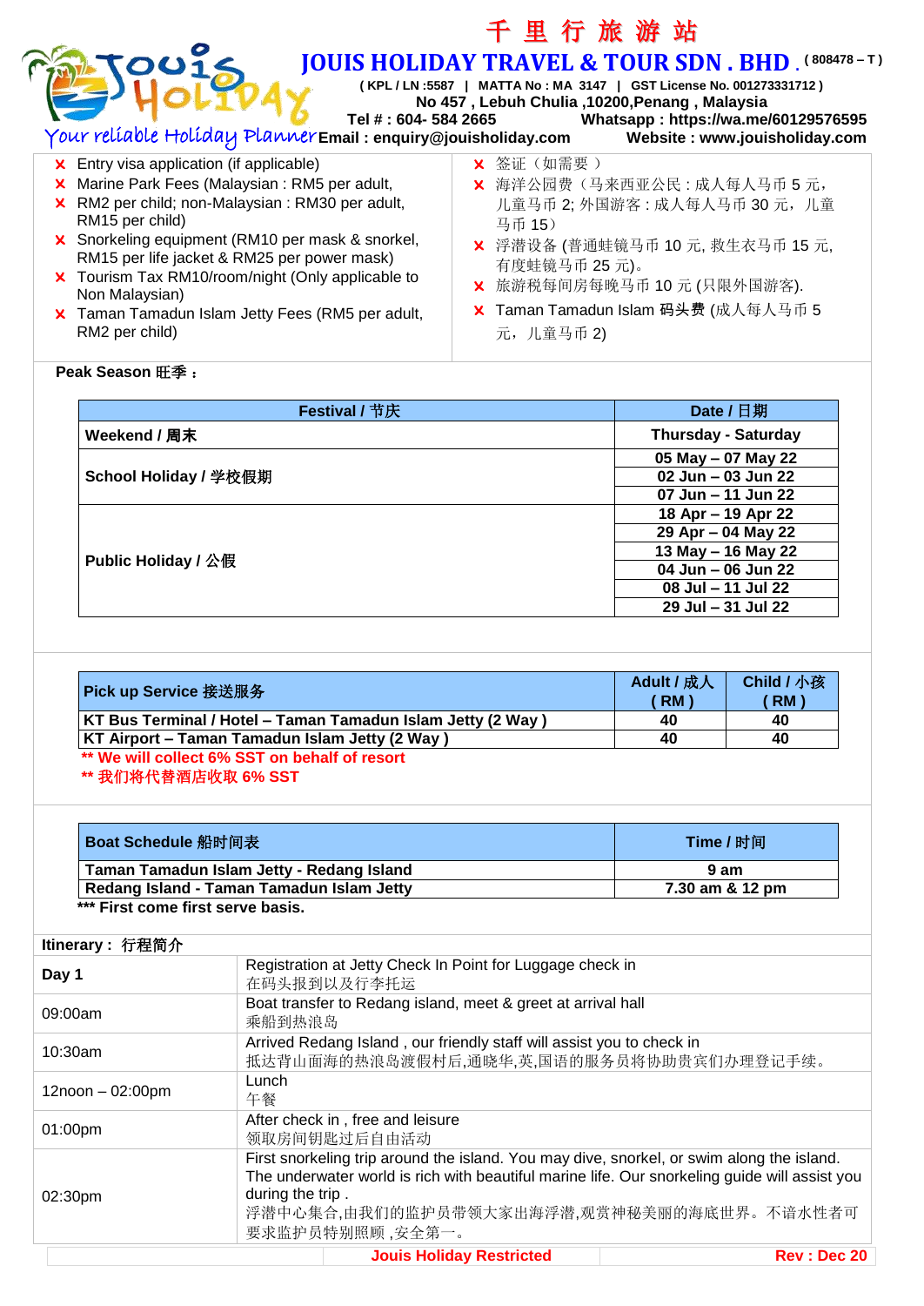# 千里行旅游站
## JOUIS HOLIDAY TRAVEL & TOUR SDN . BHD . (808478 – T )

( KPL / LN :5587 | MATTA No : MA 3147 | GST License No. 001273331712 )
No 457 , Lebuh Chulia ,10200,Penang , Malaysia
Tel # : 604- 584 2665 Whatsapp : https://wa.me/60129576595
Your reliable Holiday Planner Email : enquiry@jouisholiday.com Website : www.jouisholiday.com

- ✘ Entry visa application (if applicable)
- ✘ Marine Park Fees (Malaysian : RM5 per adult,
- ✘ RM2 per child; non-Malaysian : RM30 per adult, RM15 per child)
- ✘ Snorkeling equipment (RM10 per mask & snorkel, RM15 per life jacket & RM25 per power mask)
- ✘ Tourism Tax RM10/room/night (Only applicable to Non Malaysian)
- ✘ Taman Tamadun Islam Jetty Fees (RM5 per adult, RM2 per child)

- ✘ 签证（如需要 ）
- ✘ 海洋公园费（马来西亚公民 : 成人每人马币 5 元，儿童马币 2; 外国游客 : 成人每人马币 30 元，儿童马币 15）
- ✘ 浮潜设备 (普通蛙镜马币 10 元, 救生衣马币 15 元, 有度蛙镜马币 25 元)。
- ✘ 旅游税每间房每晚马币 10 元 (只限外国游客).
- ✘ Taman Tamadun Islam 码头费 (成人每人马币 5 元，儿童马币 2)

**Peak Season 旺季 :**

| Festival / 节庆 | Date / 日期 |
|---|---|
| Weekend / 周末 | Thursday - Saturday |
| School Holiday / 学校假期 | 05 May – 07 May 22 |
| | 02 Jun – 03 Jun 22 |
| | 07 Jun – 11 Jun 22 |
| Public Holiday / 公假 | 18 Apr – 19 Apr 22 |
| | 29 Apr – 04 May 22 |
| | 13 May – 16 May 22 |
| | 04 Jun – 06 Jun 22 |
| | 08 Jul – 11 Jul 22 |
| | 29 Jul – 31 Jul 22 |

| Pick up Service 接送服务 | Adult / 成人 ( RM ) | Child / 小孩 ( RM ) |
|---|---|---|
| KT Bus Terminal / Hotel – Taman Tamadun Islam Jetty (2 Way ) | 40 | 40 |
| KT Airport – Taman Tamadun Islam Jetty (2 Way ) | 40 | 40 |

** We will collect 6% SST on behalf of resort
** 我们将代替酒店收取 6% SST

| Boat Schedule 船时间表 | Time / 时间 |
|---|---|
| Taman Tamadun Islam Jetty - Redang Island | 9 am |
| Redang Island - Taman Tamadun Islam Jetty | 7.30 am & 12 pm |

*** First come first serve basis.

**Itinerary : 行程简介**

| | |
|---|---|
| **Day 1** | Registration at Jetty Check In Point for Luggage check in<br>在码头报到以及行李托运 |
| 09:00am | Boat transfer to Redang island, meet & greet at arrival hall<br>乘船到热浪岛 |
| 10:30am | Arrived Redang Island , our friendly staff will assist you to check in<br>抵达背山面海的热浪岛渡假村后,通晓华,英,国语的服务员将协助贵宾们办理登记手续。 |
| 12noon – 02:00pm | Lunch<br>午餐 |
| 01:00pm | After check in , free and leisure<br>领取房间钥匙过后自由活动 |
| 02:30pm | First snorkeling trip around the island. You may dive, snorkel, or swim along the island. The underwater world is rich with beautiful marine life. Our snorkeling guide will assist you during the trip .<br>浮潜中心集合,由我们的监护员带领大家出海浮潜,观赏神秘美丽的海底世界。不谙水性者可要求监护员特别照顾 ,安全第一。 |

Jouis Holiday Restricted Rev : Dec 20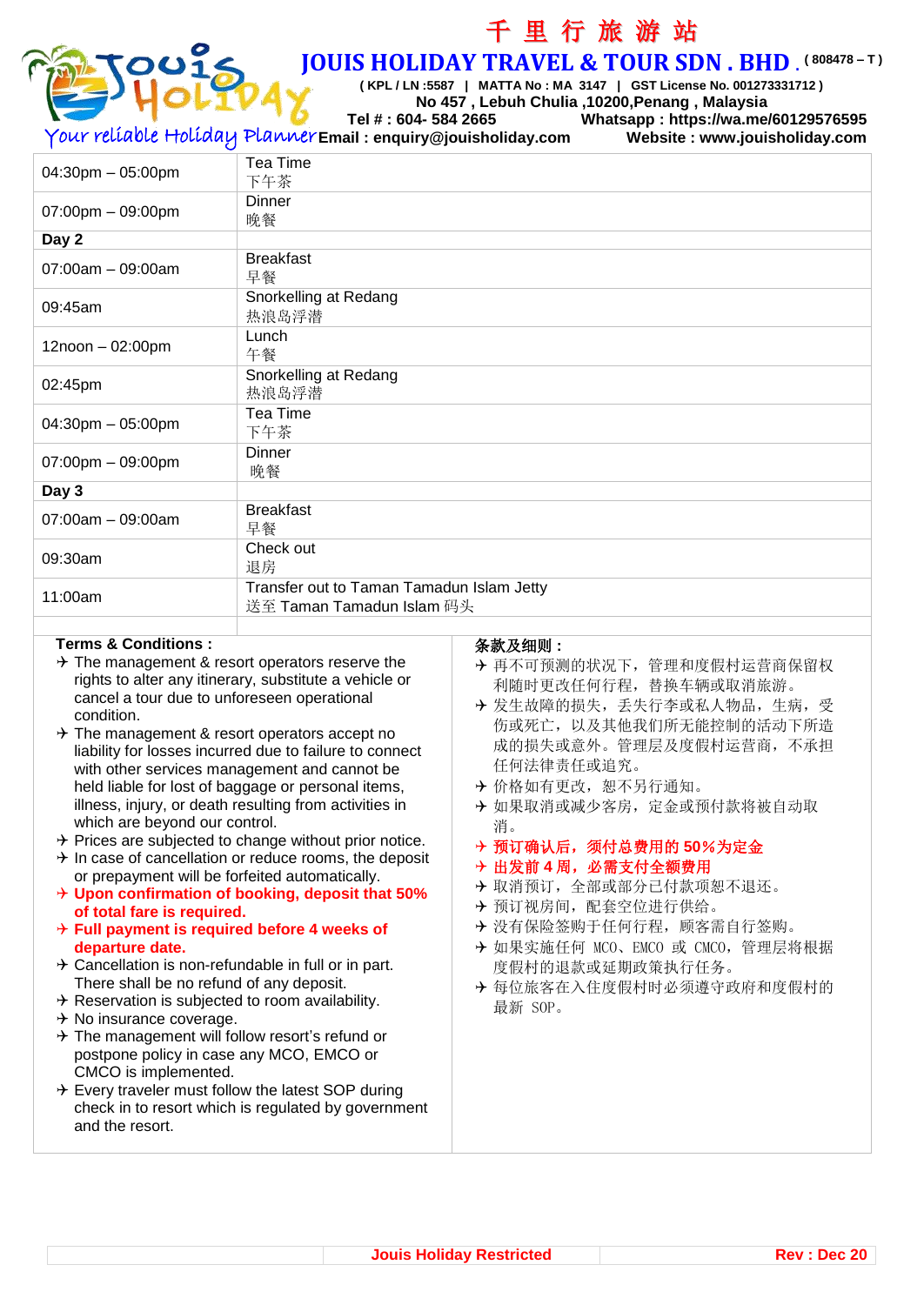| | |
|---|---|
| 04:30pm – 05:00pm | Tea Time<br>下午茶 |
| 07:00pm – 09:00pm | Dinner<br>晚餐 |
| **Day 2** | |
| 07:00am – 09:00am | Breakfast<br>早餐 |
| 09:45am | Snorkelling at Redang<br>热浪岛浮潜 |
| 12noon – 02:00pm | Lunch<br>午餐 |
| 02:45pm | Snorkelling at Redang<br>热浪岛浮潜 |
| 04:30pm – 05:00pm | Tea Time<br>下午茶 |
| 07:00pm – 09:00pm | Dinner<br>晚餐 |
| **Day 3** | |
| 07:00am – 09:00am | Breakfast<br>早餐 |
| 09:30am | Check out<br>退房 |
| 11:00am | Transfer out to Taman Tamadun Islam Jetty<br>送至 Taman Tamadun Islam 码头 |

**Terms & Conditions :**

- The management & resort operators reserve the rights to alter any itinerary, substitute a vehicle or cancel a tour due to unforeseen operational condition.
- The management & resort operators accept no liability for losses incurred due to failure to connect with other services management and cannot be held liable for lost of baggage or personal items, illness, injury, or death resulting from activities in which are beyond our control.
- Prices are subjected to change without prior notice.
- In case of cancellation or reduce rooms, the deposit or prepayment will be forfeited automatically.
- **Upon confirmation of booking, deposit that 50% of total fare is required.**
- **Full payment is required before 4 weeks of departure date.**
- Cancellation is non-refundable in full or in part. There shall be no refund of any deposit.
- Reservation is subjected to room availability.
- No insurance coverage.
- The management will follow resort's refund or postpone policy in case any MCO, EMCO or CMCO is implemented.
- Every traveler must follow the latest SOP during check in to resort which is regulated by government and the resort.

**条款及细则：**

- 再不可预测的状况下，管理和度假村运营商保留权利随时更改任何行程，替换车辆或取消旅游。
- 发生故障的损失，丢失行李或私人物品，生病，受伤或死亡，以及其他我们所无能控制的活动下所造成的损失或意外。管理层及度假村运营商，不承担任何法律责任或追究。
- 价格如有更改，恕不另行通知。
- 如果取消或减少客房，定金或预付款将被自动取消。
- **预订确认后，须付总费用的 50%为定金**
- **出发前 4 周，必需支付全额费用**
- 取消预订，全部或部分已付款项恕不退还。
- 预订视房间，配套空位进行供给。
- 没有保险签购于任何行程，顾客需自行签购。
- 如果实施任何 MCO、EMCO 或 CMCO，管理层将根据度假村的退款或延期政策执行任务。
- 每位旅客在入住度假村时必须遵守政府和度假村的最新 SOP。